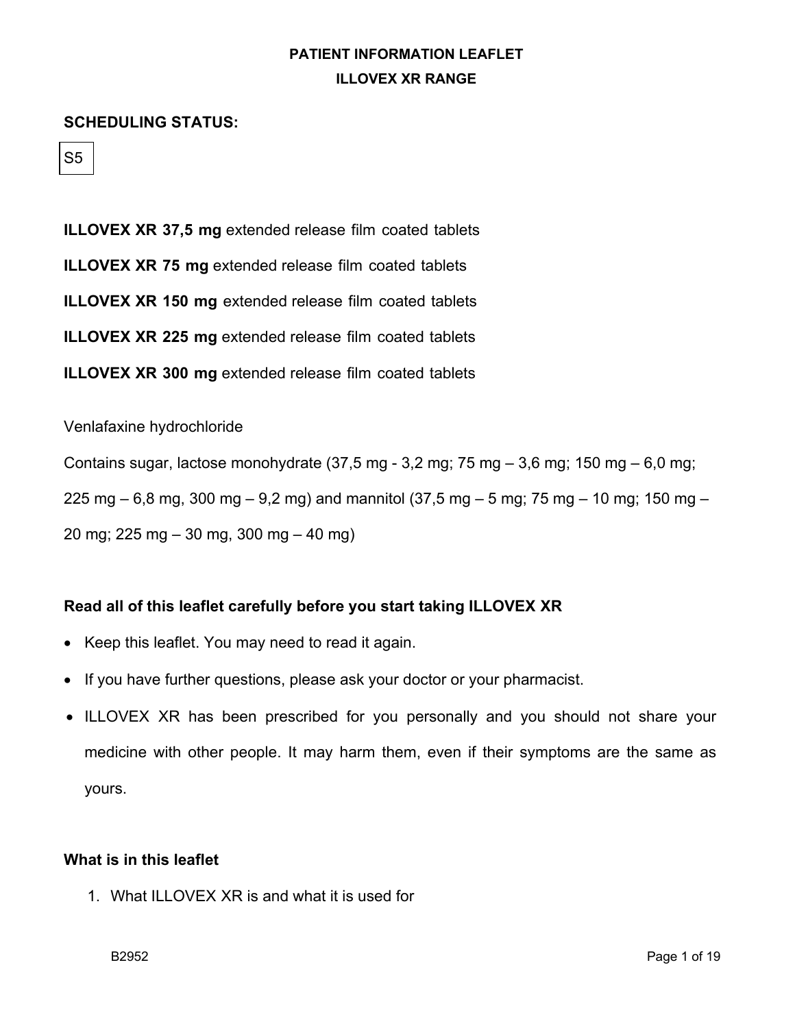# PATIENT INFORMATION LEAFLET

## ILLOVEX XR RANGE

**SCHEDULING STATUS:**

S5

**ILLOVEX XR 37,5 mg** extended release film coated tablets

**ILLOVEX XR 75 mg** extended release film coated tablets

**ILLOVEX XR 150 mg** extended release film coated tablets

**ILLOVEX XR 225 mg** extended release film coated tablets

**ILLOVEX XR 300 mg** extended release film coated tablets

Venlafaxine hydrochloride

Contains sugar, lactose monohydrate (37,5 mg - 3,2 mg; 75 mg – 3,6 mg; 150 mg – 6,0 mg; 225 mg – 6,8 mg, 300 mg – 9,2 mg) and mannitol (37,5 mg – 5 mg; 75 mg – 10 mg; 150 mg – 20 mg; 225 mg – 30 mg, 300 mg – 40 mg)

**Read all of this leaflet carefully before you start taking ILLOVEX XR**

- Keep this leaflet. You may need to read it again.
- If you have further questions, please ask your doctor or your pharmacist.
- ILLOVEX XR has been prescribed for you personally and you should not share your medicine with other people. It may harm them, even if their symptoms are the same as yours.

**What is in this leaflet**

1. What ILLOVEX XR is and what it is used for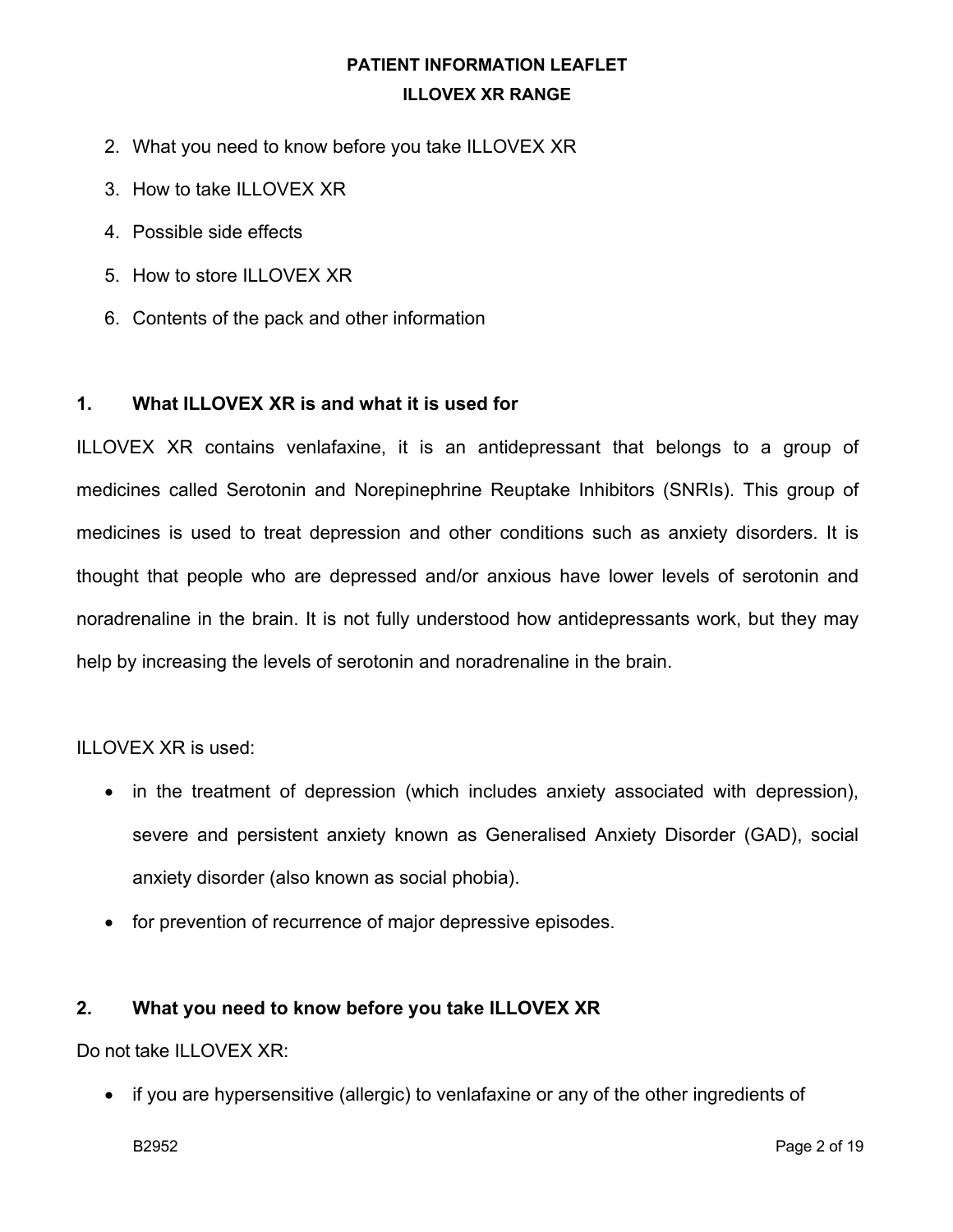2. What you need to know before you take ILLOVEX XR
3. How to take ILLOVEX XR
4. Possible side effects
5. How to store ILLOVEX XR
6. Contents of the pack and other information

## 1. What ILLOVEX XR is and what it is used for

ILLOVEX XR contains venlafaxine, it is an antidepressant that belongs to a group of medicines called Serotonin and Norepinephrine Reuptake Inhibitors (SNRIs). This group of medicines is used to treat depression and other conditions such as anxiety disorders. It is thought that people who are depressed and/or anxious have lower levels of serotonin and noradrenaline in the brain. It is not fully understood how antidepressants work, but they may help by increasing the levels of serotonin and noradrenaline in the brain.

ILLOVEX XR is used:

- in the treatment of depression (which includes anxiety associated with depression), severe and persistent anxiety known as Generalised Anxiety Disorder (GAD), social anxiety disorder (also known as social phobia).
- for prevention of recurrence of major depressive episodes.

## 2. What you need to know before you take ILLOVEX XR

Do not take ILLOVEX XR:

- if you are hypersensitive (allergic) to venlafaxine or any of the other ingredients of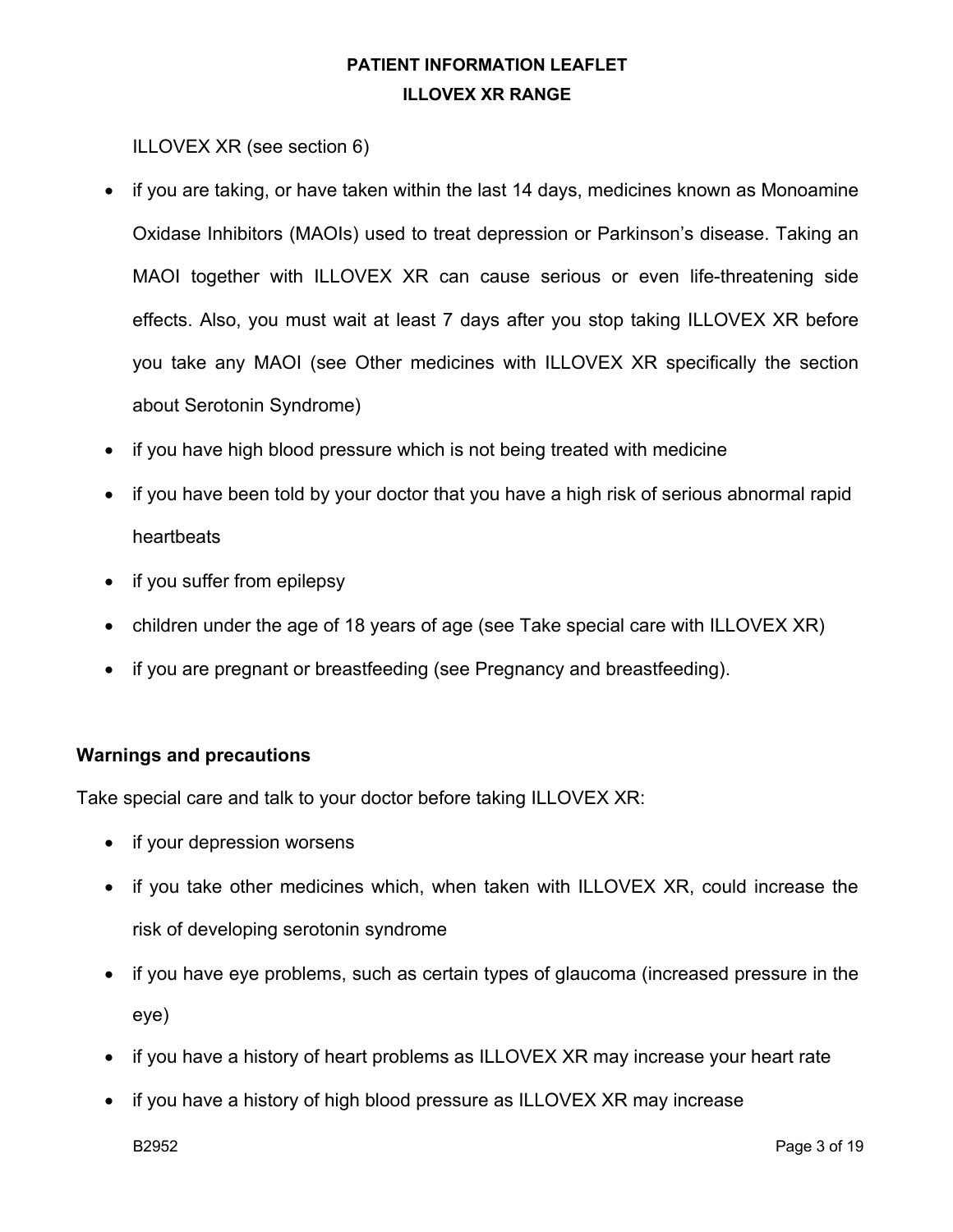ILLOVEX XR (see section 6)

- if you are taking, or have taken within the last 14 days, medicines known as Monoamine Oxidase Inhibitors (MAOIs) used to treat depression or Parkinson's disease. Taking an MAOI together with ILLOVEX XR can cause serious or even life-threatening side effects. Also, you must wait at least 7 days after you stop taking ILLOVEX XR before you take any MAOI (see Other medicines with ILLOVEX XR specifically the section about Serotonin Syndrome)
- if you have high blood pressure which is not being treated with medicine
- if you have been told by your doctor that you have a high risk of serious abnormal rapid heartbeats
- if you suffer from epilepsy
- children under the age of 18 years of age (see Take special care with ILLOVEX XR)
- if you are pregnant or breastfeeding (see Pregnancy and breastfeeding).

**Warnings and precautions**

Take special care and talk to your doctor before taking ILLOVEX XR:

- if your depression worsens
- if you take other medicines which, when taken with ILLOVEX XR, could increase the risk of developing serotonin syndrome
- if you have eye problems, such as certain types of glaucoma (increased pressure in the eye)
- if you have a history of heart problems as ILLOVEX XR may increase your heart rate
- if you have a history of high blood pressure as ILLOVEX XR may increase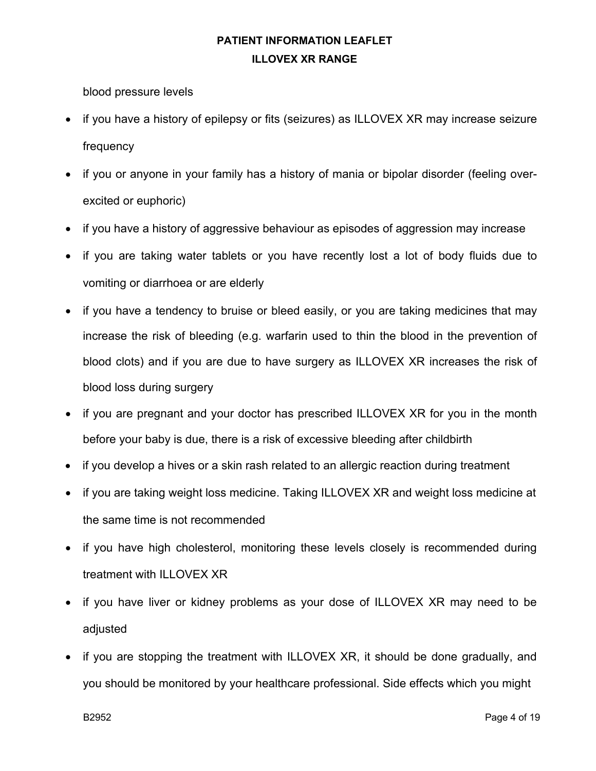blood pressure levels

- if you have a history of epilepsy or fits (seizures) as ILLOVEX XR may increase seizure frequency
- if you or anyone in your family has a history of mania or bipolar disorder (feeling over-excited or euphoric)
- if you have a history of aggressive behaviour as episodes of aggression may increase
- if you are taking water tablets or you have recently lost a lot of body fluids due to vomiting or diarrhoea or are elderly
- if you have a tendency to bruise or bleed easily, or you are taking medicines that may increase the risk of bleeding (e.g. warfarin used to thin the blood in the prevention of blood clots) and if you are due to have surgery as ILLOVEX XR increases the risk of blood loss during surgery
- if you are pregnant and your doctor has prescribed ILLOVEX XR for you in the month before your baby is due, there is a risk of excessive bleeding after childbirth
- if you develop a hives or a skin rash related to an allergic reaction during treatment
- if you are taking weight loss medicine. Taking ILLOVEX XR and weight loss medicine at the same time is not recommended
- if you have high cholesterol, monitoring these levels closely is recommended during treatment with ILLOVEX XR
- if you have liver or kidney problems as your dose of ILLOVEX XR may need to be adjusted
- if you are stopping the treatment with ILLOVEX XR, it should be done gradually, and you should be monitored by your healthcare professional. Side effects which you might

B2952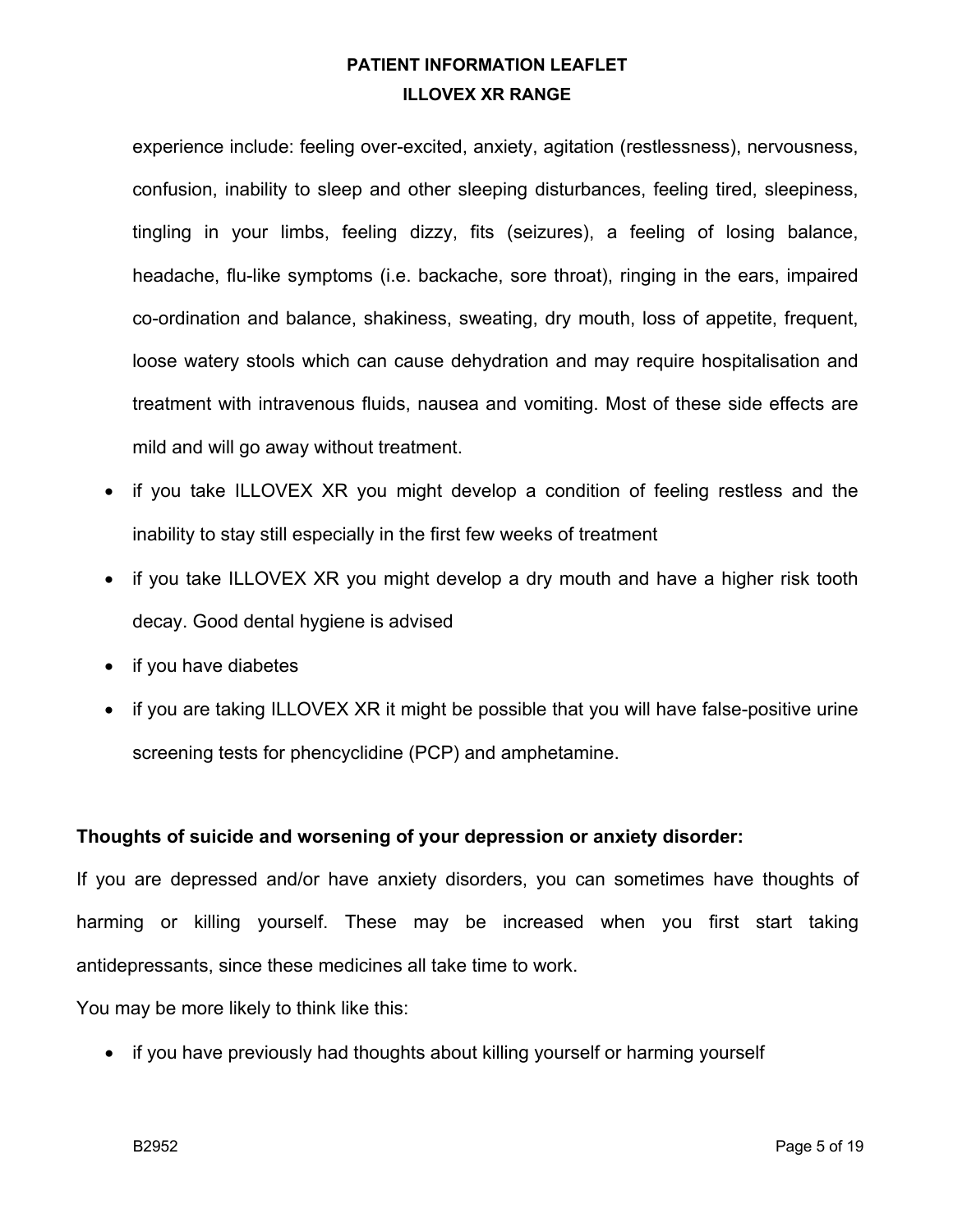experience include: feeling over-excited, anxiety, agitation (restlessness), nervousness, confusion, inability to sleep and other sleeping disturbances, feeling tired, sleepiness, tingling in your limbs, feeling dizzy, fits (seizures), a feeling of losing balance, headache, flu-like symptoms (i.e. backache, sore throat), ringing in the ears, impaired co-ordination and balance, shakiness, sweating, dry mouth, loss of appetite, frequent, loose watery stools which can cause dehydration and may require hospitalisation and treatment with intravenous fluids, nausea and vomiting. Most of these side effects are mild and will go away without treatment.

- if you take ILLOVEX XR you might develop a condition of feeling restless and the inability to stay still especially in the first few weeks of treatment
- if you take ILLOVEX XR you might develop a dry mouth and have a higher risk tooth decay. Good dental hygiene is advised
- if you have diabetes
- if you are taking ILLOVEX XR it might be possible that you will have false-positive urine screening tests for phencyclidine (PCP) and amphetamine.

**Thoughts of suicide and worsening of your depression or anxiety disorder:**

If you are depressed and/or have anxiety disorders, you can sometimes have thoughts of harming or killing yourself. These may be increased when you first start taking antidepressants, since these medicines all take time to work.

You may be more likely to think like this:

- if you have previously had thoughts about killing yourself or harming yourself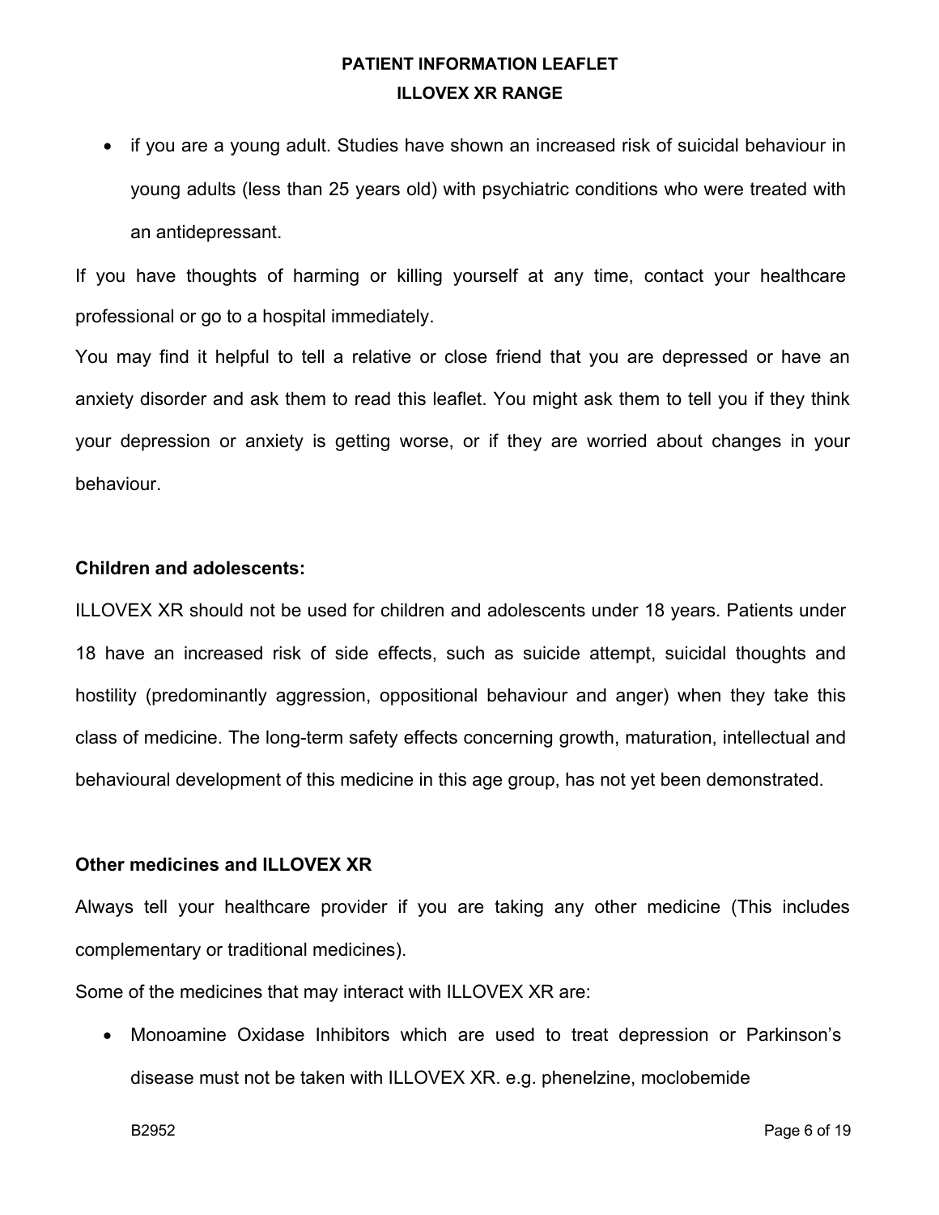- if you are a young adult. Studies have shown an increased risk of suicidal behaviour in young adults (less than 25 years old) with psychiatric conditions who were treated with an antidepressant.

If you have thoughts of harming or killing yourself at any time, contact your healthcare professional or go to a hospital immediately.

You may find it helpful to tell a relative or close friend that you are depressed or have an anxiety disorder and ask them to read this leaflet. You might ask them to tell you if they think your depression or anxiety is getting worse, or if they are worried about changes in your behaviour.

**Children and adolescents:**

ILLOVEX XR should not be used for children and adolescents under 18 years. Patients under 18 have an increased risk of side effects, such as suicide attempt, suicidal thoughts and hostility (predominantly aggression, oppositional behaviour and anger) when they take this class of medicine. The long-term safety effects concerning growth, maturation, intellectual and behavioural development of this medicine in this age group, has not yet been demonstrated.

**Other medicines and ILLOVEX XR**

Always tell your healthcare provider if you are taking any other medicine (This includes complementary or traditional medicines).

Some of the medicines that may interact with ILLOVEX XR are:

- Monoamine Oxidase Inhibitors which are used to treat depression or Parkinson's disease must not be taken with ILLOVEX XR. e.g. phenelzine, moclobemide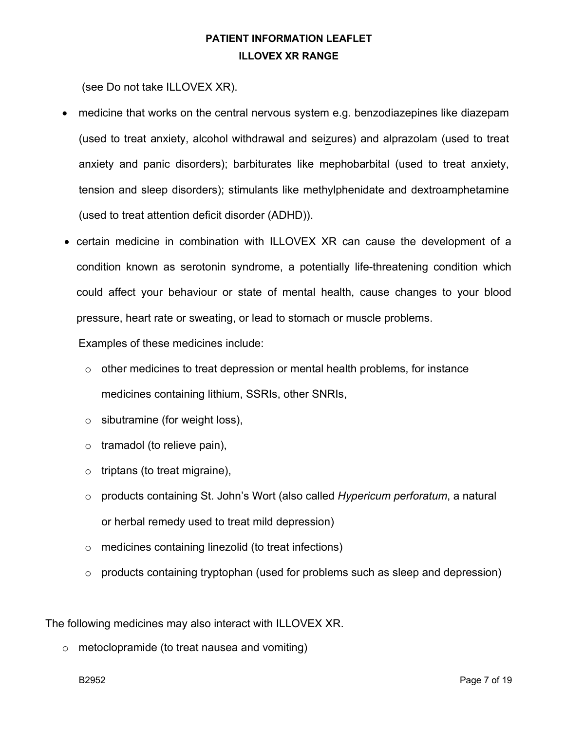(see Do not take ILLOVEX XR).

- medicine that works on the central nervous system e.g. benzodiazepines like diazepam (used to treat anxiety, alcohol withdrawal and seizures) and alprazolam (used to treat anxiety and panic disorders); barbiturates like mephobarbital (used to treat anxiety, tension and sleep disorders); stimulants like methylphenidate and dextroamphetamine (used to treat attention deficit disorder (ADHD)).
- certain medicine in combination with ILLOVEX XR can cause the development of a condition known as serotonin syndrome, a potentially life-threatening condition which could affect your behaviour or state of mental health, cause changes to your blood pressure, heart rate or sweating, or lead to stomach or muscle problems.

  Examples of these medicines include:

  - other medicines to treat depression or mental health problems, for instance medicines containing lithium, SSRIs, other SNRIs,
  - sibutramine (for weight loss),
  - tramadol (to relieve pain),
  - triptans (to treat migraine),
  - products containing St. John's Wort (also called *Hypericum perforatum*, a natural or herbal remedy used to treat mild depression)
  - medicines containing linezolid (to treat infections)
  - products containing tryptophan (used for problems such as sleep and depression)

The following medicines may also interact with ILLOVEX XR.

- metoclopramide (to treat nausea and vomiting)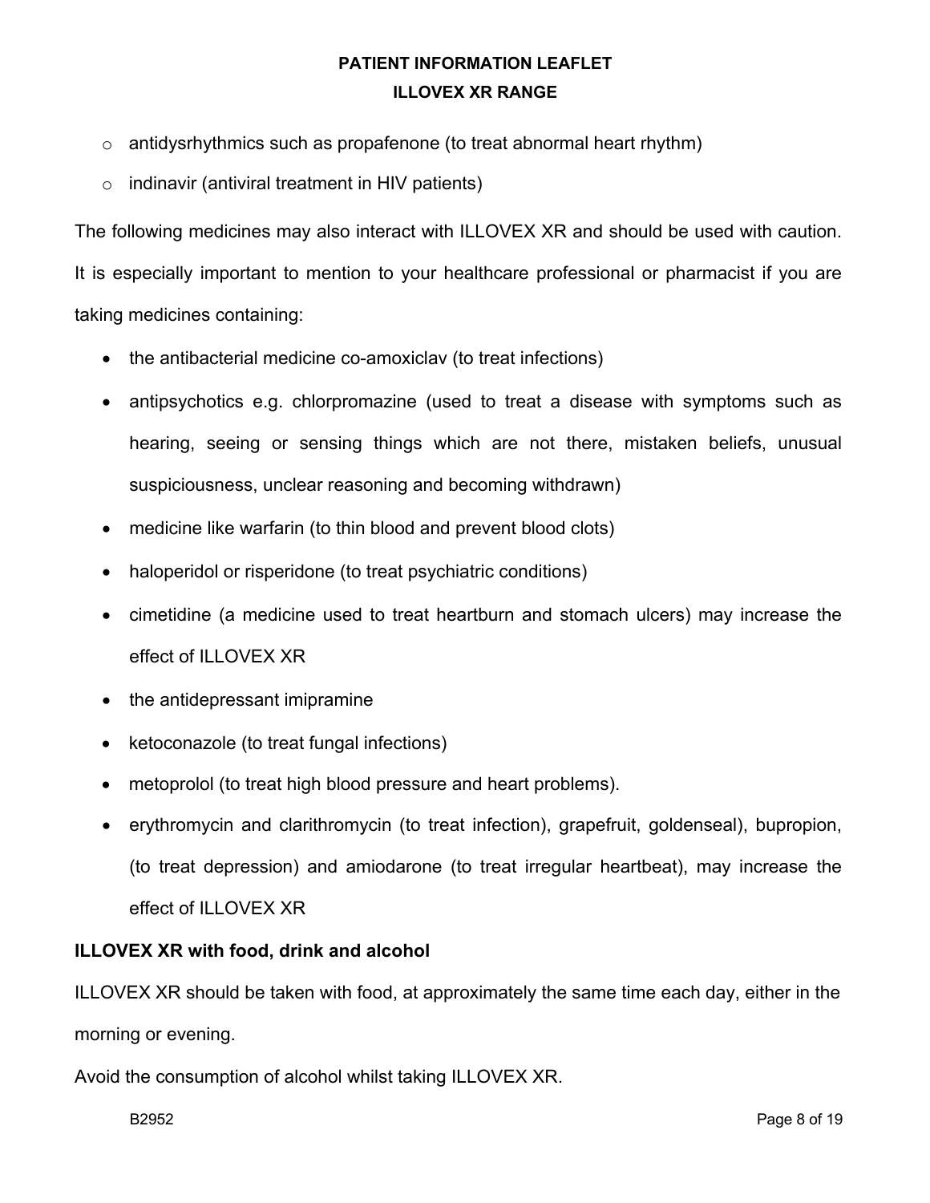- antidysrhythmics such as propafenone (to treat abnormal heart rhythm)
- indinavir (antiviral treatment in HIV patients)

The following medicines may also interact with ILLOVEX XR and should be used with caution. It is especially important to mention to your healthcare professional or pharmacist if you are taking medicines containing:

- the antibacterial medicine co-amoxiclav (to treat infections)
- antipsychotics e.g. chlorpromazine (used to treat a disease with symptoms such as hearing, seeing or sensing things which are not there, mistaken beliefs, unusual suspiciousness, unclear reasoning and becoming withdrawn)
- medicine like warfarin (to thin blood and prevent blood clots)
- haloperidol or risperidone (to treat psychiatric conditions)
- cimetidine (a medicine used to treat heartburn and stomach ulcers) may increase the effect of ILLOVEX XR
- the antidepressant imipramine
- ketoconazole (to treat fungal infections)
- metoprolol (to treat high blood pressure and heart problems).
- erythromycin and clarithromycin (to treat infection), grapefruit, goldenseal), bupropion, (to treat depression) and amiodarone (to treat irregular heartbeat), may increase the effect of ILLOVEX XR

**ILLOVEX XR with food, drink and alcohol**

ILLOVEX XR should be taken with food, at approximately the same time each day, either in the morning or evening.

Avoid the consumption of alcohol whilst taking ILLOVEX XR.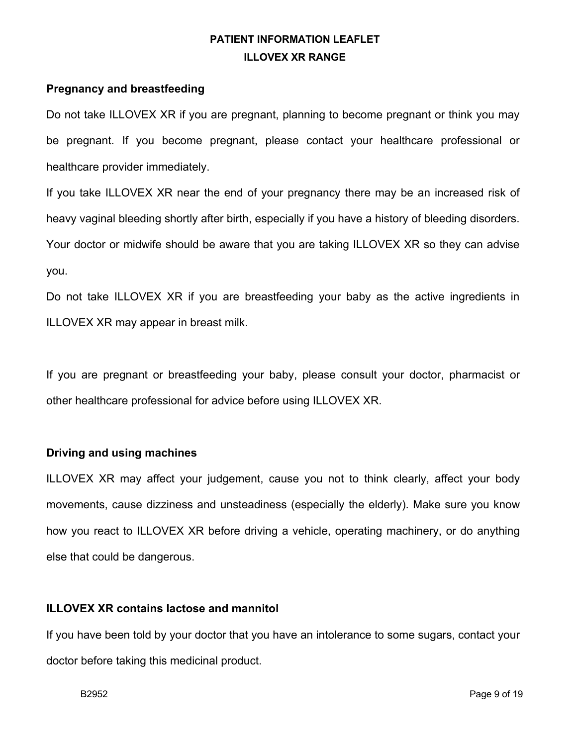**Pregnancy and breastfeeding**

Do not take ILLOVEX XR if you are pregnant, planning to become pregnant or think you may be pregnant. If you become pregnant, please contact your healthcare professional or healthcare provider immediately.

If you take ILLOVEX XR near the end of your pregnancy there may be an increased risk of heavy vaginal bleeding shortly after birth, especially if you have a history of bleeding disorders. Your doctor or midwife should be aware that you are taking ILLOVEX XR so they can advise you.

Do not take ILLOVEX XR if you are breastfeeding your baby as the active ingredients in ILLOVEX XR may appear in breast milk.

If you are pregnant or breastfeeding your baby, please consult your doctor, pharmacist or other healthcare professional for advice before using ILLOVEX XR.

**Driving and using machines**

ILLOVEX XR may affect your judgement, cause you not to think clearly, affect your body movements, cause dizziness and unsteadiness (especially the elderly). Make sure you know how you react to ILLOVEX XR before driving a vehicle, operating machinery, or do anything else that could be dangerous.

**ILLOVEX XR contains lactose and mannitol**

If you have been told by your doctor that you have an intolerance to some sugars, contact your doctor before taking this medicinal product.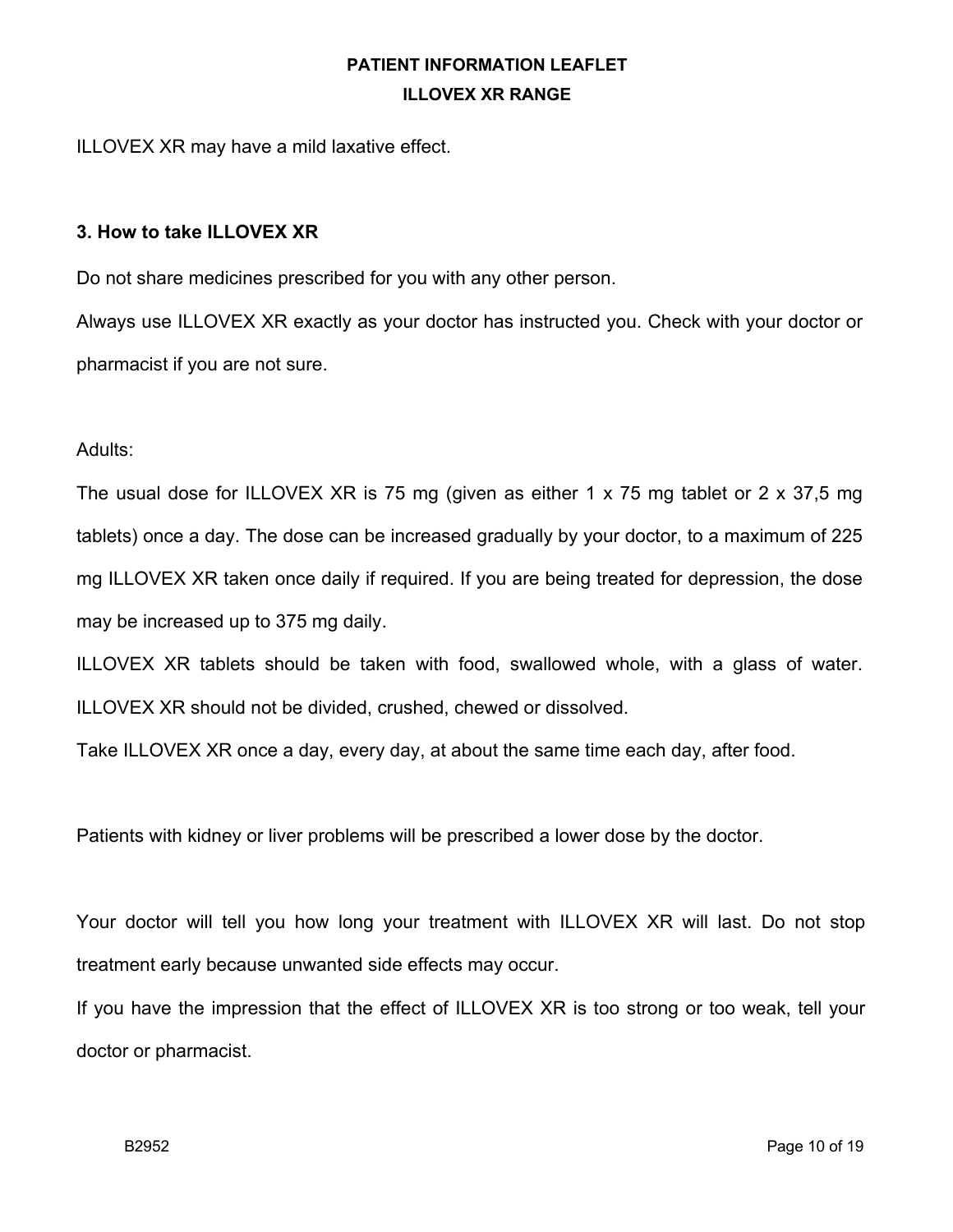ILLOVEX XR may have a mild laxative effect.

### 3. How to take ILLOVEX XR

Do not share medicines prescribed for you with any other person.

Always use ILLOVEX XR exactly as your doctor has instructed you. Check with your doctor or pharmacist if you are not sure.

Adults:

The usual dose for ILLOVEX XR is 75 mg (given as either 1 x 75 mg tablet or 2 x 37,5 mg tablets) once a day. The dose can be increased gradually by your doctor, to a maximum of 225 mg ILLOVEX XR taken once daily if required. If you are being treated for depression, the dose may be increased up to 375 mg daily.

ILLOVEX XR tablets should be taken with food, swallowed whole, with a glass of water. ILLOVEX XR should not be divided, crushed, chewed or dissolved.

Take ILLOVEX XR once a day, every day, at about the same time each day, after food.

Patients with kidney or liver problems will be prescribed a lower dose by the doctor.

Your doctor will tell you how long your treatment with ILLOVEX XR will last. Do not stop treatment early because unwanted side effects may occur.

If you have the impression that the effect of ILLOVEX XR is too strong or too weak, tell your doctor or pharmacist.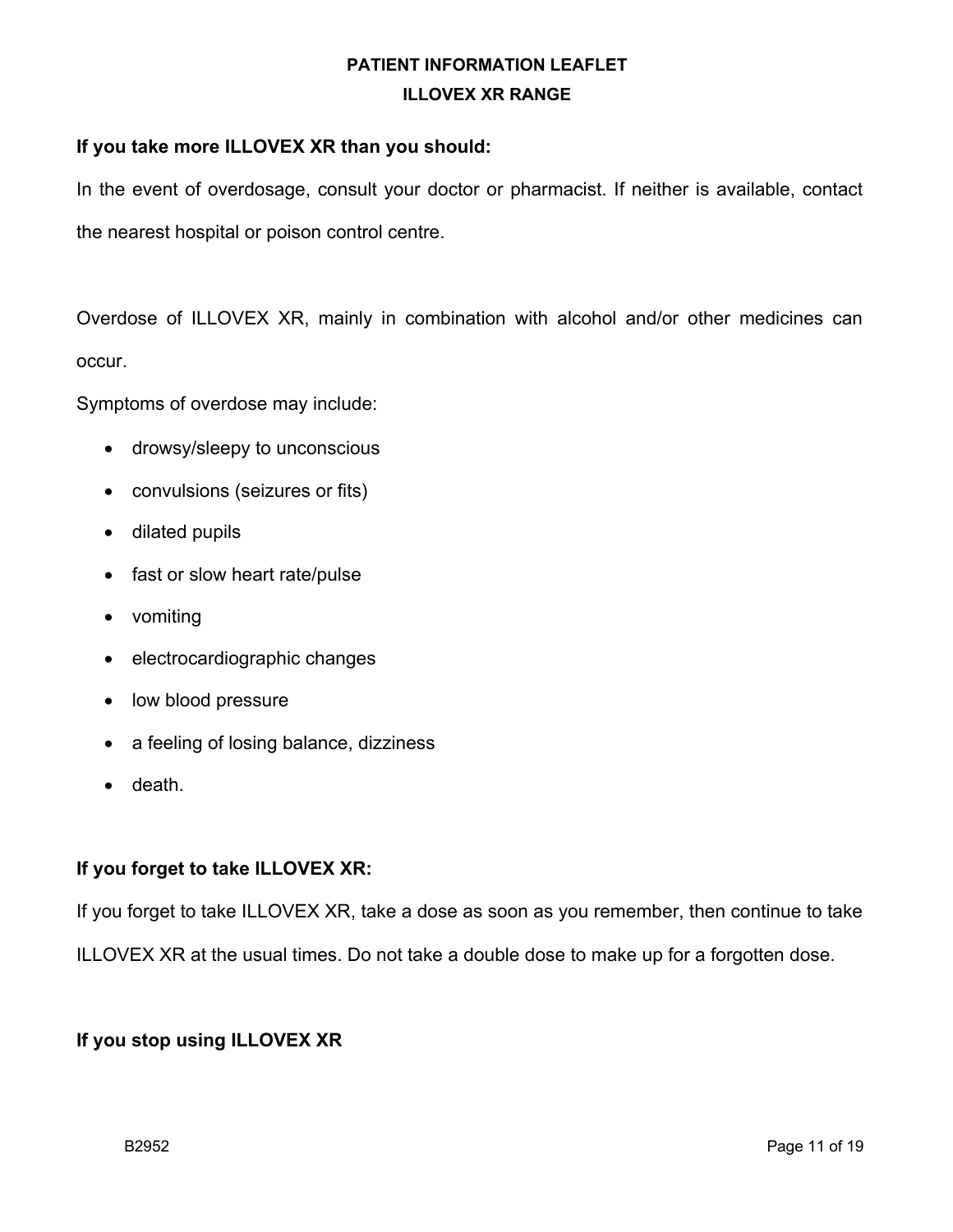**If you take more ILLOVEX XR than you should:**

In the event of overdosage, consult your doctor or pharmacist. If neither is available, contact the nearest hospital or poison control centre.

Overdose of ILLOVEX XR, mainly in combination with alcohol and/or other medicines can occur.

Symptoms of overdose may include:

- drowsy/sleepy to unconscious
- convulsions (seizures or fits)
- dilated pupils
- fast or slow heart rate/pulse
- vomiting
- electrocardiographic changes
- low blood pressure
- a feeling of losing balance, dizziness
- death.

**If you forget to take ILLOVEX XR:**

If you forget to take ILLOVEX XR, take a dose as soon as you remember, then continue to take ILLOVEX XR at the usual times. Do not take a double dose to make up for a forgotten dose.

**If you stop using ILLOVEX XR**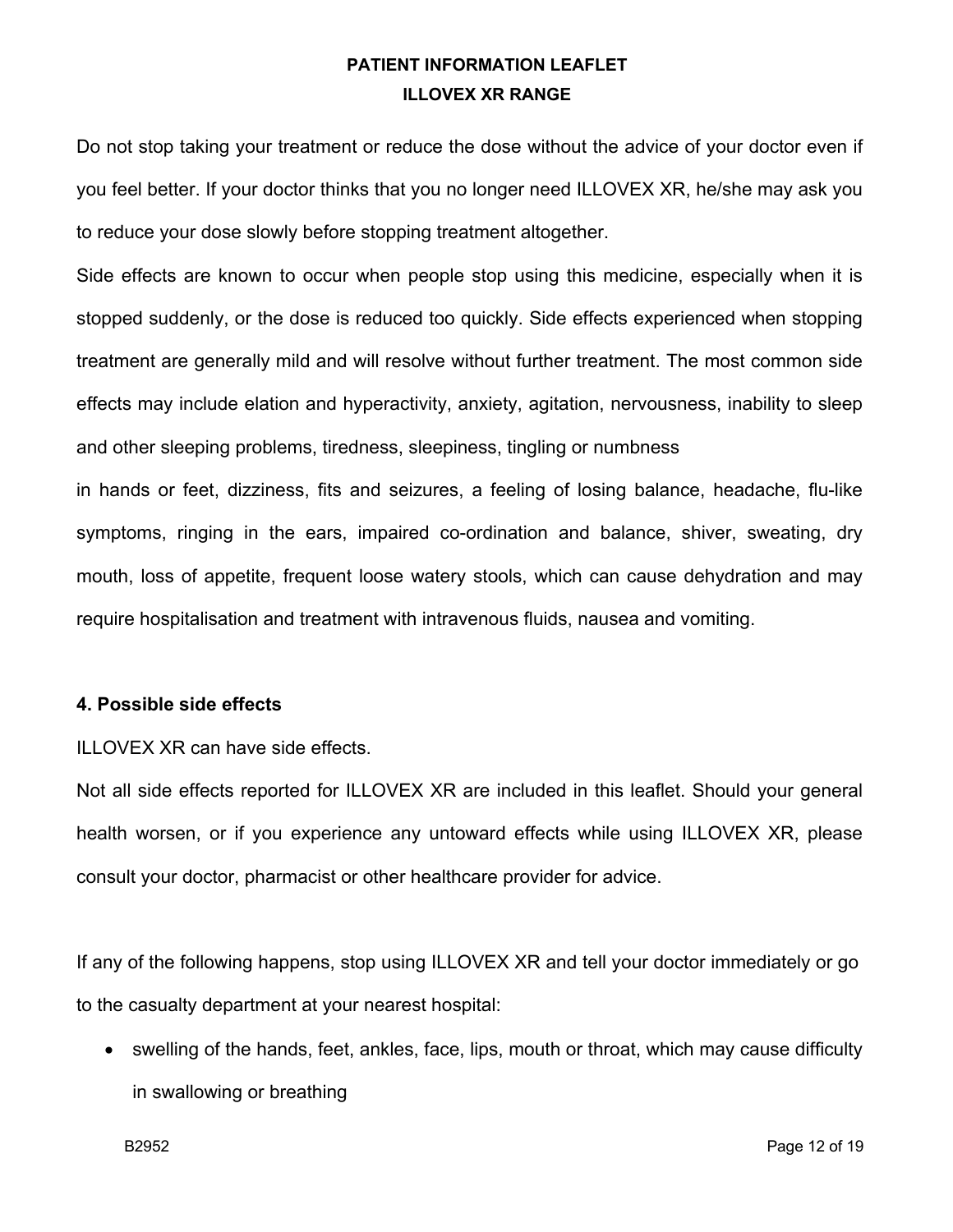Do not stop taking your treatment or reduce the dose without the advice of your doctor even if you feel better. If your doctor thinks that you no longer need ILLOVEX XR, he/she may ask you to reduce your dose slowly before stopping treatment altogether.

Side effects are known to occur when people stop using this medicine, especially when it is stopped suddenly, or the dose is reduced too quickly. Side effects experienced when stopping treatment are generally mild and will resolve without further treatment. The most common side effects may include elation and hyperactivity, anxiety, agitation, nervousness, inability to sleep and other sleeping problems, tiredness, sleepiness, tingling or numbness in hands or feet, dizziness, fits and seizures, a feeling of losing balance, headache, flu-like symptoms, ringing in the ears, impaired co-ordination and balance, shiver, sweating, dry mouth, loss of appetite, frequent loose watery stools, which can cause dehydration and may require hospitalisation and treatment with intravenous fluids, nausea and vomiting.

### 4. Possible side effects

ILLOVEX XR can have side effects.

Not all side effects reported for ILLOVEX XR are included in this leaflet. Should your general health worsen, or if you experience any untoward effects while using ILLOVEX XR, please consult your doctor, pharmacist or other healthcare provider for advice.

If any of the following happens, stop using ILLOVEX XR and tell your doctor immediately or go to the casualty department at your nearest hospital:

- swelling of the hands, feet, ankles, face, lips, mouth or throat, which may cause difficulty in swallowing or breathing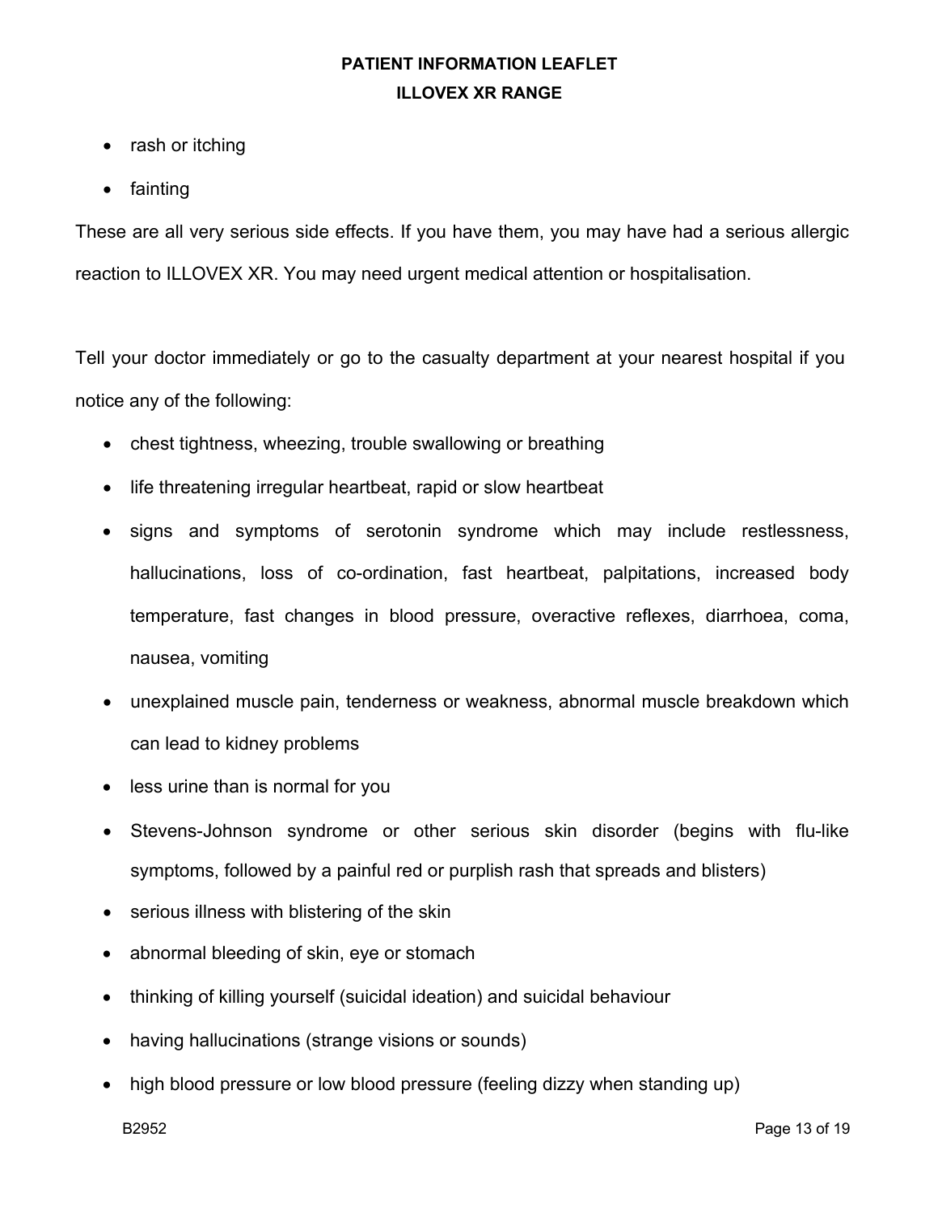- rash or itching
- fainting

These are all very serious side effects. If you have them, you may have had a serious allergic reaction to ILLOVEX XR. You may need urgent medical attention or hospitalisation.

Tell your doctor immediately or go to the casualty department at your nearest hospital if you notice any of the following:

- chest tightness, wheezing, trouble swallowing or breathing
- life threatening irregular heartbeat, rapid or slow heartbeat
- signs and symptoms of serotonin syndrome which may include restlessness, hallucinations, loss of co-ordination, fast heartbeat, palpitations, increased body temperature, fast changes in blood pressure, overactive reflexes, diarrhoea, coma, nausea, vomiting
- unexplained muscle pain, tenderness or weakness, abnormal muscle breakdown which can lead to kidney problems
- less urine than is normal for you
- Stevens-Johnson syndrome or other serious skin disorder (begins with flu-like symptoms, followed by a painful red or purplish rash that spreads and blisters)
- serious illness with blistering of the skin
- abnormal bleeding of skin, eye or stomach
- thinking of killing yourself (suicidal ideation) and suicidal behaviour
- having hallucinations (strange visions or sounds)
- high blood pressure or low blood pressure (feeling dizzy when standing up)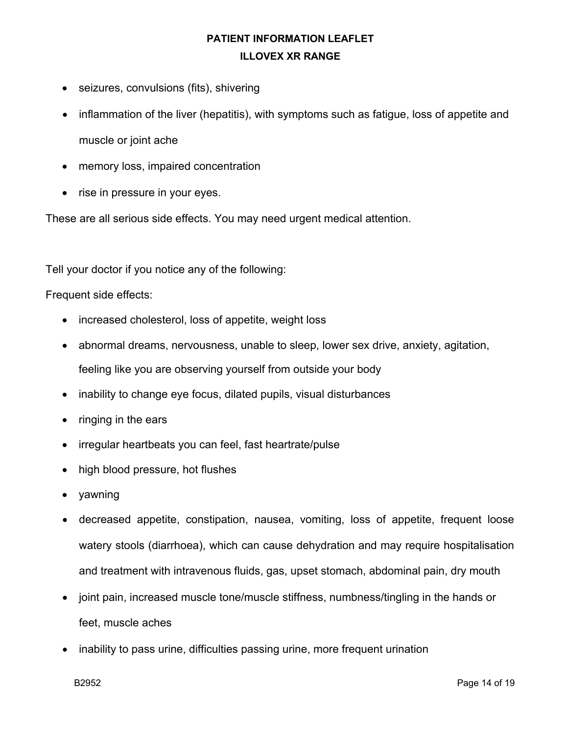- seizures, convulsions (fits), shivering
- inflammation of the liver (hepatitis), with symptoms such as fatigue, loss of appetite and muscle or joint ache
- memory loss, impaired concentration
- rise in pressure in your eyes.

These are all serious side effects. You may need urgent medical attention.

Tell your doctor if you notice any of the following:

Frequent side effects:

- increased cholesterol, loss of appetite, weight loss
- abnormal dreams, nervousness, unable to sleep, lower sex drive, anxiety, agitation, feeling like you are observing yourself from outside your body
- inability to change eye focus, dilated pupils, visual disturbances
- ringing in the ears
- irregular heartbeats you can feel, fast heartrate/pulse
- high blood pressure, hot flushes
- yawning
- decreased appetite, constipation, nausea, vomiting, loss of appetite, frequent loose watery stools (diarrhoea), which can cause dehydration and may require hospitalisation and treatment with intravenous fluids, gas, upset stomach, abdominal pain, dry mouth
- joint pain, increased muscle tone/muscle stiffness, numbness/tingling in the hands or feet, muscle aches
- inability to pass urine, difficulties passing urine, more frequent urination

B2952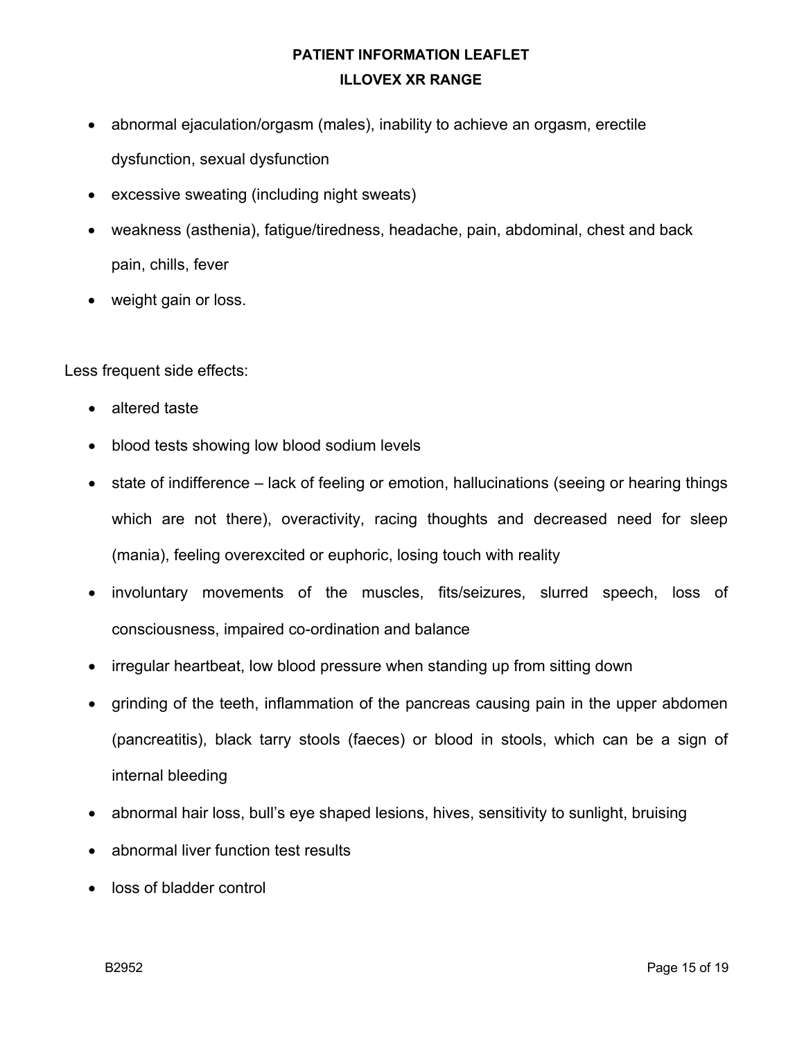- abnormal ejaculation/orgasm (males), inability to achieve an orgasm, erectile dysfunction, sexual dysfunction
- excessive sweating (including night sweats)
- weakness (asthenia), fatigue/tiredness, headache, pain, abdominal, chest and back pain, chills, fever
- weight gain or loss.

Less frequent side effects:

- altered taste
- blood tests showing low blood sodium levels
- state of indifference – lack of feeling or emotion, hallucinations (seeing or hearing things which are not there), overactivity, racing thoughts and decreased need for sleep (mania), feeling overexcited or euphoric, losing touch with reality
- involuntary movements of the muscles, fits/seizures, slurred speech, loss of consciousness, impaired co-ordination and balance
- irregular heartbeat, low blood pressure when standing up from sitting down
- grinding of the teeth, inflammation of the pancreas causing pain in the upper abdomen (pancreatitis), black tarry stools (faeces) or blood in stools, which can be a sign of internal bleeding
- abnormal hair loss, bull's eye shaped lesions, hives, sensitivity to sunlight, bruising
- abnormal liver function test results
- loss of bladder control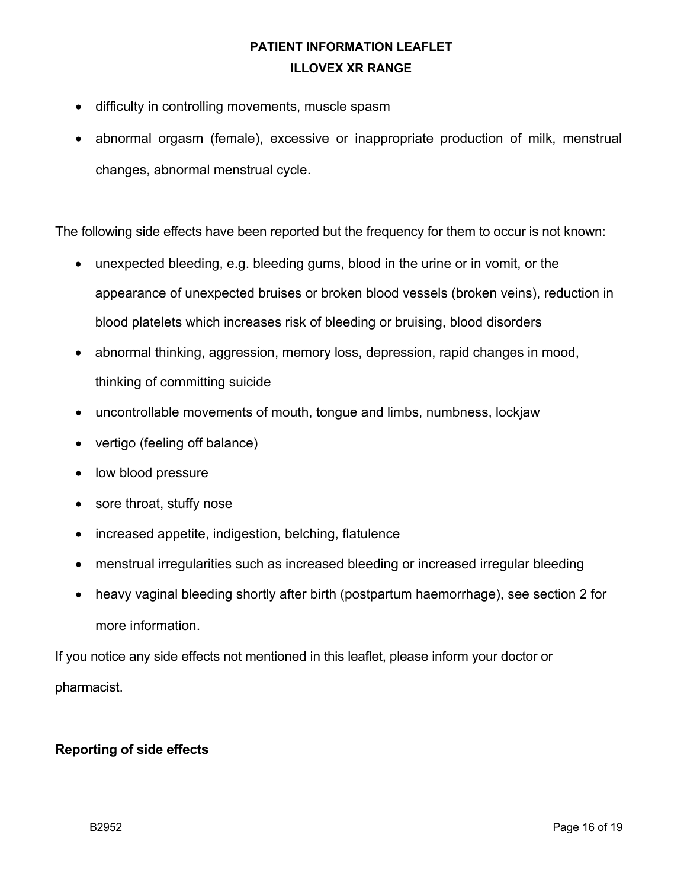- difficulty in controlling movements, muscle spasm
- abnormal orgasm (female), excessive or inappropriate production of milk, menstrual changes, abnormal menstrual cycle.

The following side effects have been reported but the frequency for them to occur is not known:

- unexpected bleeding, e.g. bleeding gums, blood in the urine or in vomit, or the appearance of unexpected bruises or broken blood vessels (broken veins), reduction in blood platelets which increases risk of bleeding or bruising, blood disorders
- abnormal thinking, aggression, memory loss, depression, rapid changes in mood, thinking of committing suicide
- uncontrollable movements of mouth, tongue and limbs, numbness, lockjaw
- vertigo (feeling off balance)
- low blood pressure
- sore throat, stuffy nose
- increased appetite, indigestion, belching, flatulence
- menstrual irregularities such as increased bleeding or increased irregular bleeding
- heavy vaginal bleeding shortly after birth (postpartum haemorrhage), see section 2 for more information.

If you notice any side effects not mentioned in this leaflet, please inform your doctor or pharmacist.

**Reporting of side effects**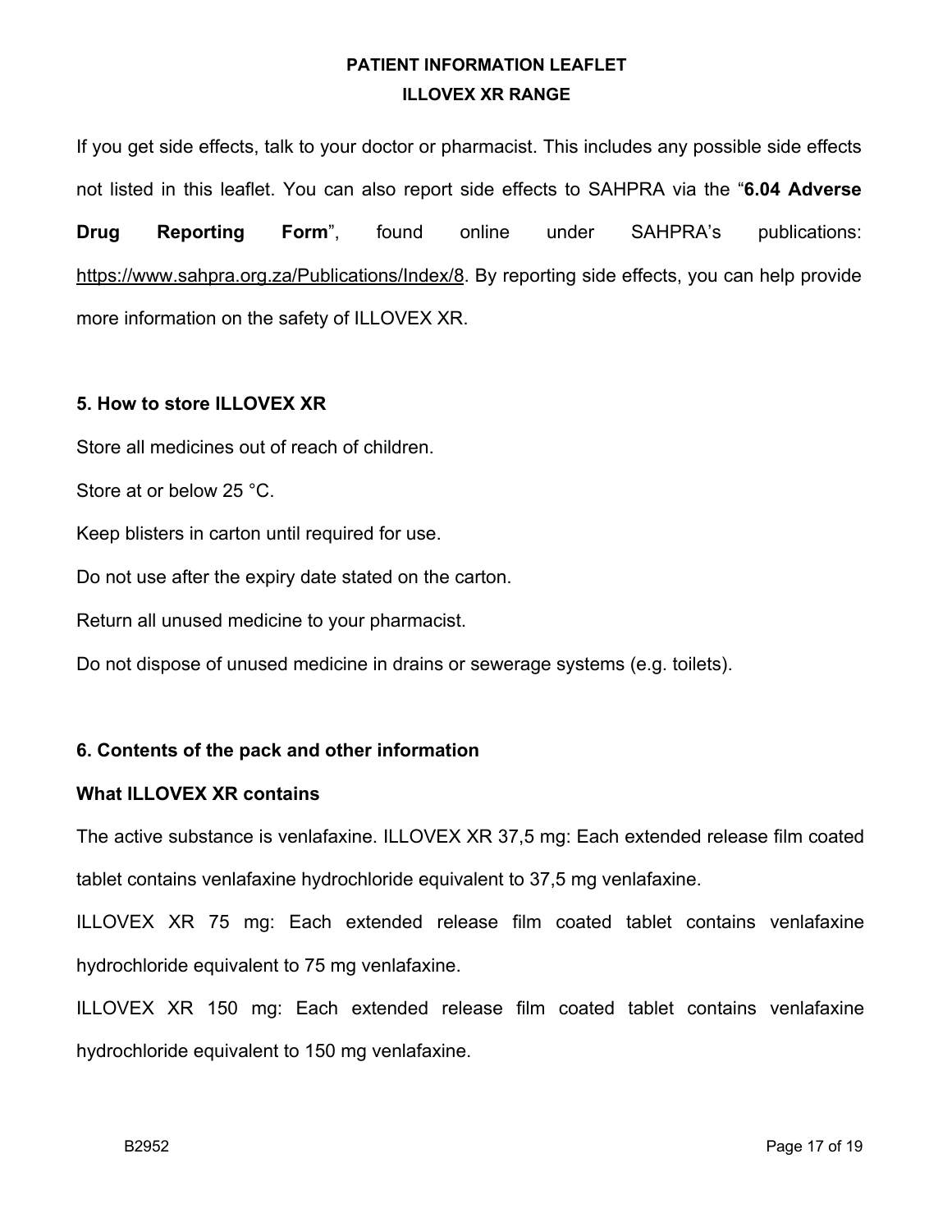If you get side effects, talk to your doctor or pharmacist. This includes any possible side effects not listed in this leaflet. You can also report side effects to SAHPRA via the "**6.04 Adverse Drug Reporting Form**", found online under SAHPRA's publications: https://www.sahpra.org.za/Publications/Index/8. By reporting side effects, you can help provide more information on the safety of ILLOVEX XR.

### 5. How to store ILLOVEX XR

Store all medicines out of reach of children.

Store at or below 25 °C.

Keep blisters in carton until required for use.

Do not use after the expiry date stated on the carton.

Return all unused medicine to your pharmacist.

Do not dispose of unused medicine in drains or sewerage systems (e.g. toilets).

### 6. Contents of the pack and other information

**What ILLOVEX XR contains**

The active substance is venlafaxine. ILLOVEX XR 37,5 mg: Each extended release film coated tablet contains venlafaxine hydrochloride equivalent to 37,5 mg venlafaxine.

ILLOVEX XR 75 mg: Each extended release film coated tablet contains venlafaxine hydrochloride equivalent to 75 mg venlafaxine.

ILLOVEX XR 150 mg: Each extended release film coated tablet contains venlafaxine hydrochloride equivalent to 150 mg venlafaxine.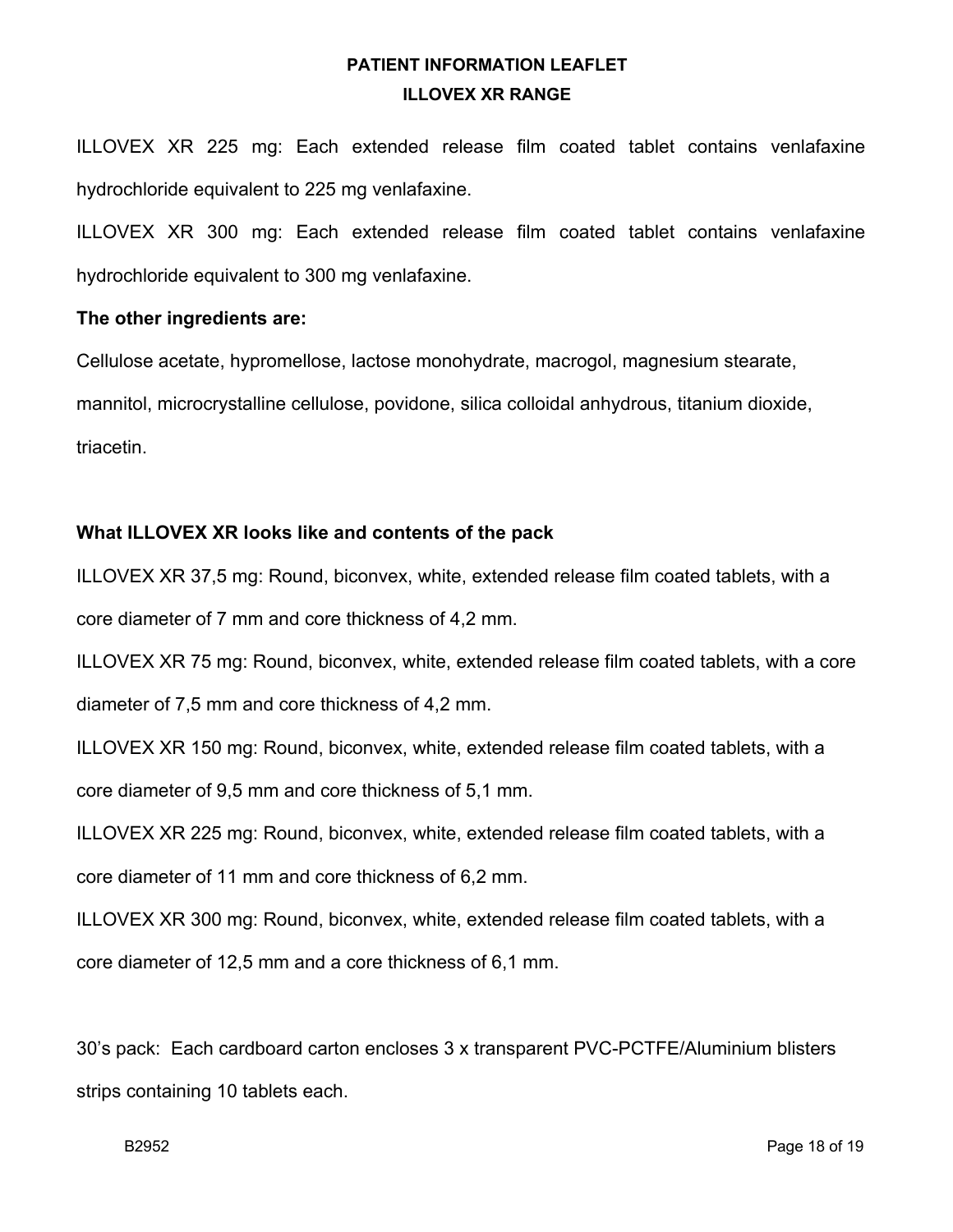ILLOVEX XR 225 mg: Each extended release film coated tablet contains venlafaxine hydrochloride equivalent to 225 mg venlafaxine.

ILLOVEX XR 300 mg: Each extended release film coated tablet contains venlafaxine hydrochloride equivalent to 300 mg venlafaxine.

**The other ingredients are:**

Cellulose acetate, hypromellose, lactose monohydrate, macrogol, magnesium stearate, mannitol, microcrystalline cellulose, povidone, silica colloidal anhydrous, titanium dioxide, triacetin.

**What ILLOVEX XR looks like and contents of the pack**

ILLOVEX XR 37,5 mg: Round, biconvex, white, extended release film coated tablets, with a core diameter of 7 mm and core thickness of 4,2 mm.

ILLOVEX XR 75 mg: Round, biconvex, white, extended release film coated tablets, with a core diameter of 7,5 mm and core thickness of 4,2 mm.

ILLOVEX XR 150 mg: Round, biconvex, white, extended release film coated tablets, with a core diameter of 9,5 mm and core thickness of 5,1 mm.

ILLOVEX XR 225 mg: Round, biconvex, white, extended release film coated tablets, with a core diameter of 11 mm and core thickness of 6,2 mm.

ILLOVEX XR 300 mg: Round, biconvex, white, extended release film coated tablets, with a core diameter of 12,5 mm and a core thickness of 6,1 mm.

30's pack: Each cardboard carton encloses 3 x transparent PVC-PCTFE/Aluminium blisters strips containing 10 tablets each.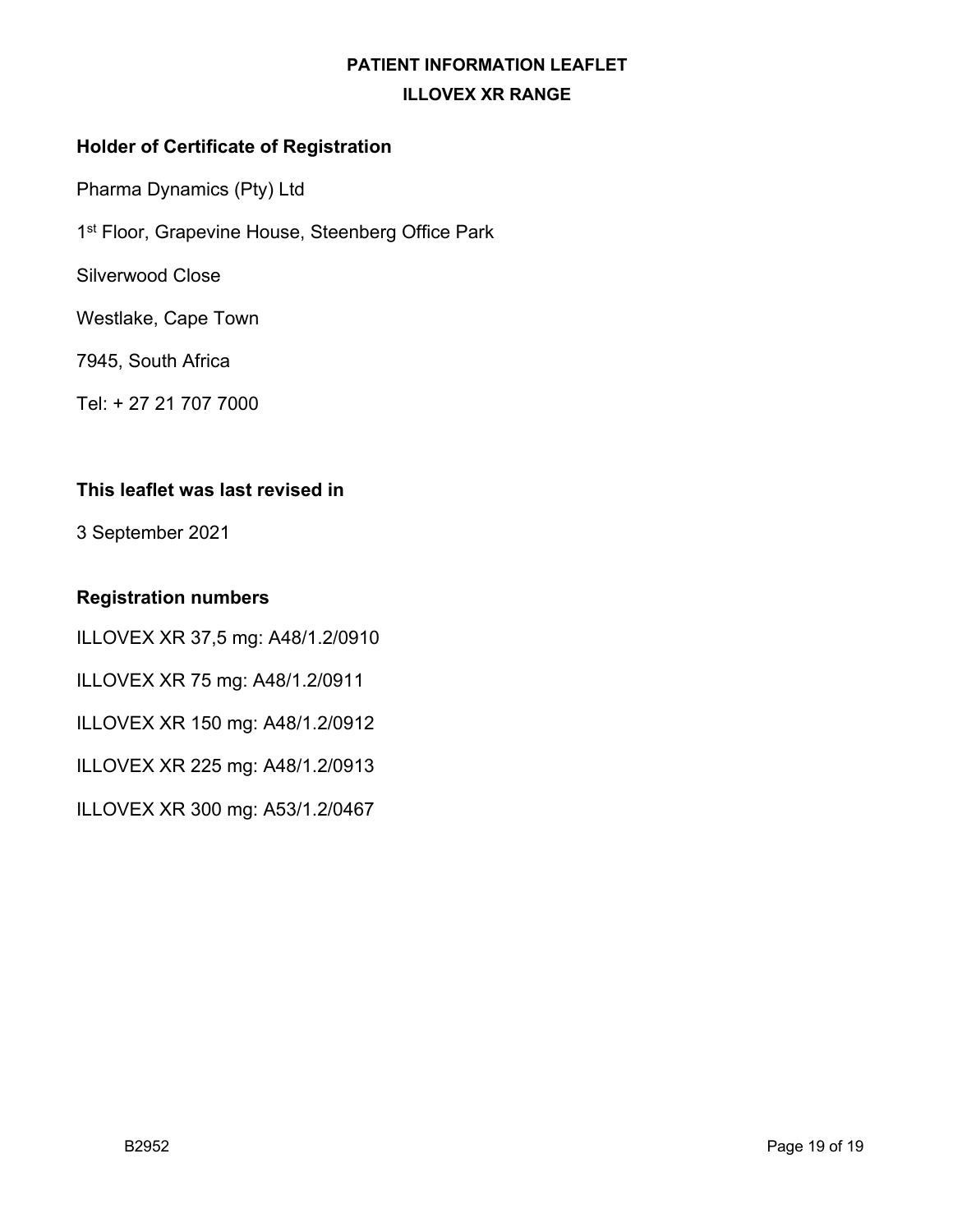**PATIENT INFORMATION LEAFLET**

**ILLOVEX XR RANGE**

## Holder of Certificate of Registration

Pharma Dynamics (Pty) Ltd

1st Floor, Grapevine House, Steenberg Office Park

Silverwood Close

Westlake, Cape Town

7945, South Africa

Tel: + 27 21 707 7000

## This leaflet was last revised in

3 September 2021

## Registration numbers

ILLOVEX XR 37,5 mg: A48/1.2/0910

ILLOVEX XR 75 mg: A48/1.2/0911

ILLOVEX XR 150 mg: A48/1.2/0912

ILLOVEX XR 225 mg: A48/1.2/0913

ILLOVEX XR 300 mg: A53/1.2/0467

B2952